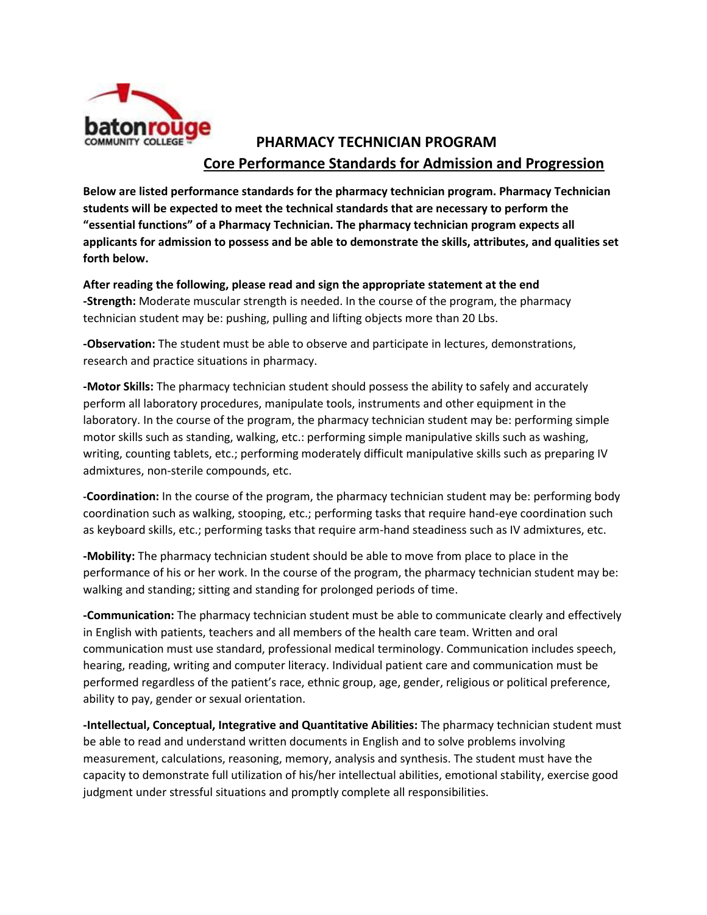# PHARMACY TECHNICIAN PROGRAM

## Core Performance Standards for Admission and Progression

**Below are listed performance standards for the pharmacy technician program. Pharmacy Technician students will be expected to meet the technical standards that are necessary to perform the "essential functions" of a Pharmacy Technician. The pharmacy technician program expects all applicants for admission to possess and be able to demonstrate the skills, attributes, and qualities set forth below.**

**After reading the following, please read and sign the appropriate statement at the end**

**-Strength:** Moderate muscular strength is needed. In the course of the program, the pharmacy technician student may be: pushing, pulling and lifting objects more than 20 Lbs.

**-Observation:** The student must be able to observe and participate in lectures, demonstrations, research and practice situations in pharmacy.

**-Motor Skills:** The pharmacy technician student should possess the ability to safely and accurately perform all laboratory procedures, manipulate tools, instruments and other equipment in the laboratory. In the course of the program, the pharmacy technician student may be: performing simple motor skills such as standing, walking, etc.: performing simple manipulative skills such as washing, writing, counting tablets, etc.; performing moderately difficult manipulative skills such as preparing IV admixtures, non-sterile compounds, etc.

**-Coordination:** In the course of the program, the pharmacy technician student may be: performing body coordination such as walking, stooping, etc.; performing tasks that require hand-eye coordination such as keyboard skills, etc.; performing tasks that require arm-hand steadiness such as IV admixtures, etc.

**-Mobility:** The pharmacy technician student should be able to move from place to place in the performance of his or her work. In the course of the program, the pharmacy technician student may be: walking and standing; sitting and standing for prolonged periods of time.

**-Communication:** The pharmacy technician student must be able to communicate clearly and effectively in English with patients, teachers and all members of the health care team. Written and oral communication must use standard, professional medical terminology. Communication includes speech, hearing, reading, writing and computer literacy. Individual patient care and communication must be performed regardless of the patient's race, ethnic group, age, gender, religious or political preference, ability to pay, gender or sexual orientation.

**-Intellectual, Conceptual, Integrative and Quantitative Abilities:** The pharmacy technician student must be able to read and understand written documents in English and to solve problems involving measurement, calculations, reasoning, memory, analysis and synthesis. The student must have the capacity to demonstrate full utilization of his/her intellectual abilities, emotional stability, exercise good judgment under stressful situations and promptly complete all responsibilities.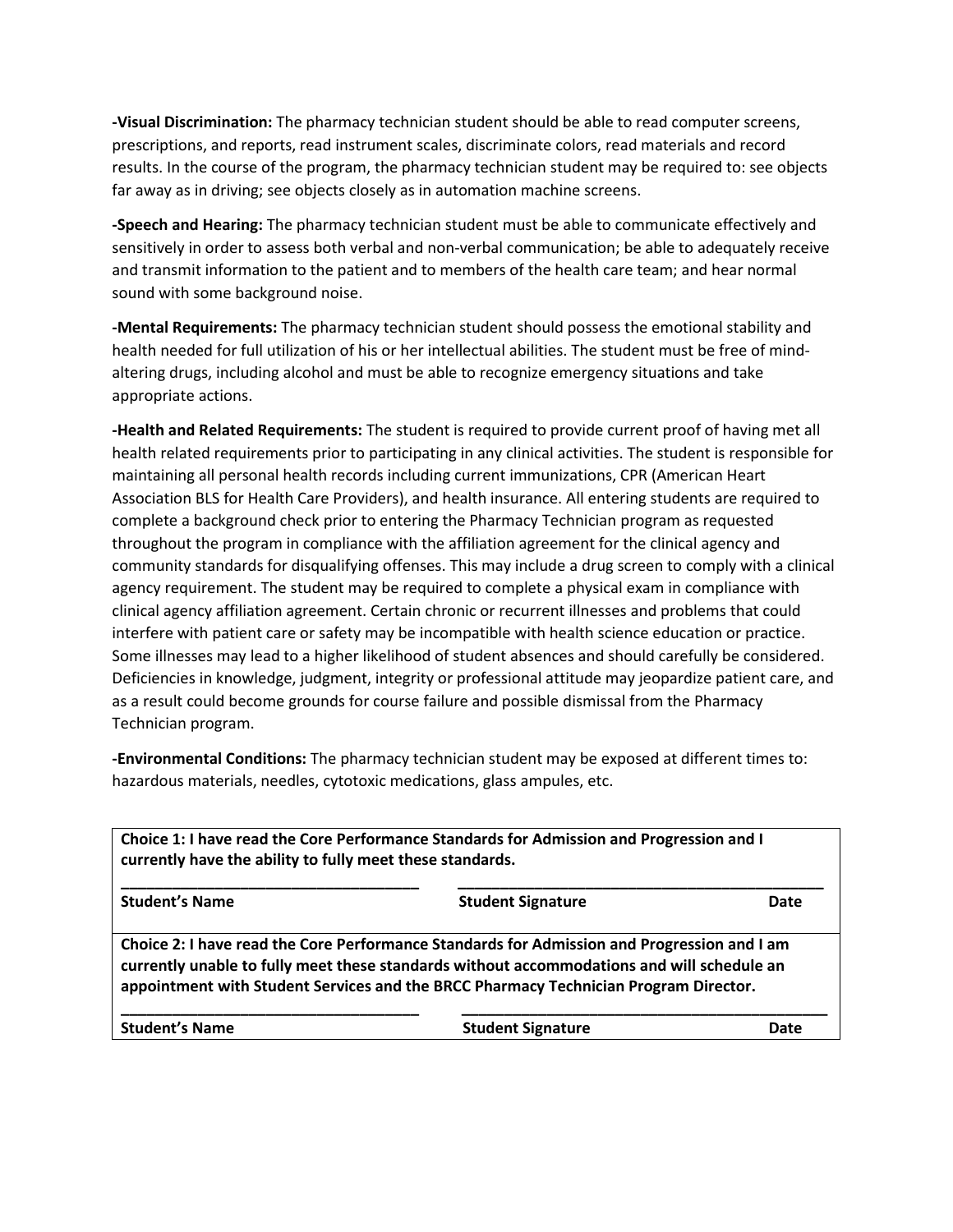**-Visual Discrimination:** The pharmacy technician student should be able to read computer screens, prescriptions, and reports, read instrument scales, discriminate colors, read materials and record results. In the course of the program, the pharmacy technician student may be required to: see objects far away as in driving; see objects closely as in automation machine screens.

**-Speech and Hearing:** The pharmacy technician student must be able to communicate effectively and sensitively in order to assess both verbal and non-verbal communication; be able to adequately receive and transmit information to the patient and to members of the health care team; and hear normal sound with some background noise.

**-Mental Requirements:** The pharmacy technician student should possess the emotional stability and health needed for full utilization of his or her intellectual abilities. The student must be free of mind-altering drugs, including alcohol and must be able to recognize emergency situations and take appropriate actions.

**-Health and Related Requirements:** The student is required to provide current proof of having met all health related requirements prior to participating in any clinical activities. The student is responsible for maintaining all personal health records including current immunizations, CPR (American Heart Association BLS for Health Care Providers), and health insurance. All entering students are required to complete a background check prior to entering the Pharmacy Technician program as requested throughout the program in compliance with the affiliation agreement for the clinical agency and community standards for disqualifying offenses. This may include a drug screen to comply with a clinical agency requirement. The student may be required to complete a physical exam in compliance with clinical agency affiliation agreement. Certain chronic or recurrent illnesses and problems that could interfere with patient care or safety may be incompatible with health science education or practice. Some illnesses may lead to a higher likelihood of student absences and should carefully be considered. Deficiencies in knowledge, judgment, integrity or professional attitude may jeopardize patient care, and as a result could become grounds for course failure and possible dismissal from the Pharmacy Technician program.

**-Environmental Conditions:** The pharmacy technician student may be exposed at different times to: hazardous materials, needles, cytotoxic medications, glass ampules, etc.

**Choice 1: I have read the Core Performance Standards for Admission and Progression and I currently have the ability to fully meet these standards.**

| | | |
|---|---|---|
| ____________________________ | ____________________________ | |
| **Student's Name** | **Student Signature** | **Date** |

**Choice 2: I have read the Core Performance Standards for Admission and Progression and I am currently unable to fully meet these standards without accommodations and will schedule an appointment with Student Services and the BRCC Pharmacy Technician Program Director.**

| | | |
|---|---|---|
| ____________________________ | ____________________________ | |
| **Student's Name** | **Student Signature** | **Date** |